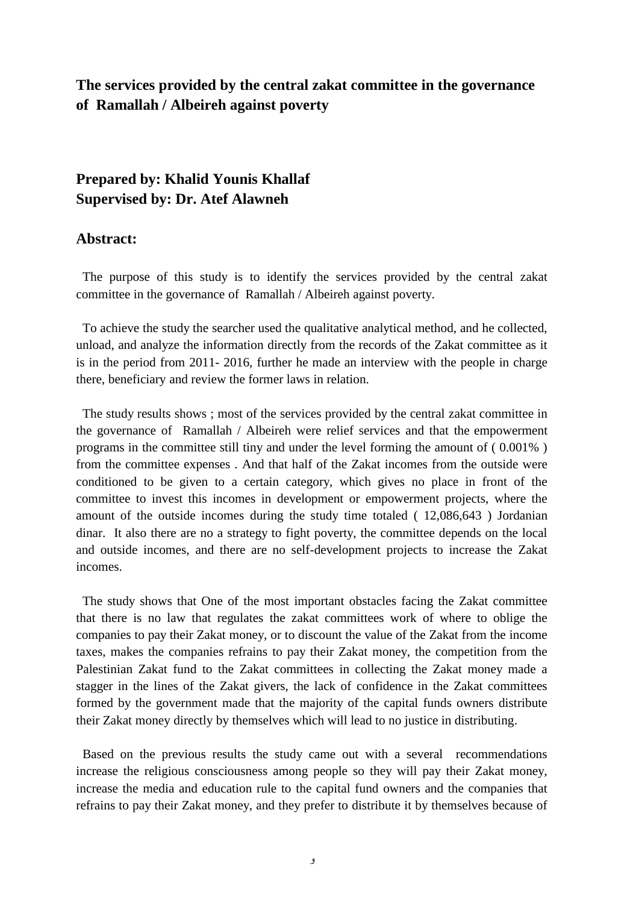# The services provided by the central zakat committee in the governance of Ramallah / Albeireh against poverty

**Prepared by: Khalid Younis Khallaf**
**Supervised by: Dr. Atef Alawneh**

## Abstract:

The purpose of this study is to identify the services provided by the central zakat committee in the governance of Ramallah / Albeireh against poverty.

To achieve the study the searcher used the qualitative analytical method, and he collected, unload, and analyze the information directly from the records of the Zakat committee as it is in the period from 2011- 2016, further he made an interview with the people in charge there, beneficiary and review the former laws in relation.

The study results shows ; most of the services provided by the central zakat committee in the governance of Ramallah / Albeireh were relief services and that the empowerment programs in the committee still tiny and under the level forming the amount of ( 0.001% ) from the committee expenses . And that half of the Zakat incomes from the outside were conditioned to be given to a certain category, which gives no place in front of the committee to invest this incomes in development or empowerment projects, where the amount of the outside incomes during the study time totaled ( 12,086,643 ) Jordanian dinar. It also there are no a strategy to fight poverty, the committee depends on the local and outside incomes, and there are no self-development projects to increase the Zakat incomes.

The study shows that One of the most important obstacles facing the Zakat committee that there is no law that regulates the zakat committees work of where to oblige the companies to pay their Zakat money, or to discount the value of the Zakat from the income taxes, makes the companies refrains to pay their Zakat money, the competition from the Palestinian Zakat fund to the Zakat committees in collecting the Zakat money made a stagger in the lines of the Zakat givers, the lack of confidence in the Zakat committees formed by the government made that the majority of the capital funds owners distribute their Zakat money directly by themselves which will lead to no justice in distributing.

Based on the previous results the study came out with a several recommendations increase the religious consciousness among people so they will pay their Zakat money, increase the media and education rule to the capital fund owners and the companies that refrains to pay their Zakat money, and they prefer to distribute it by themselves because of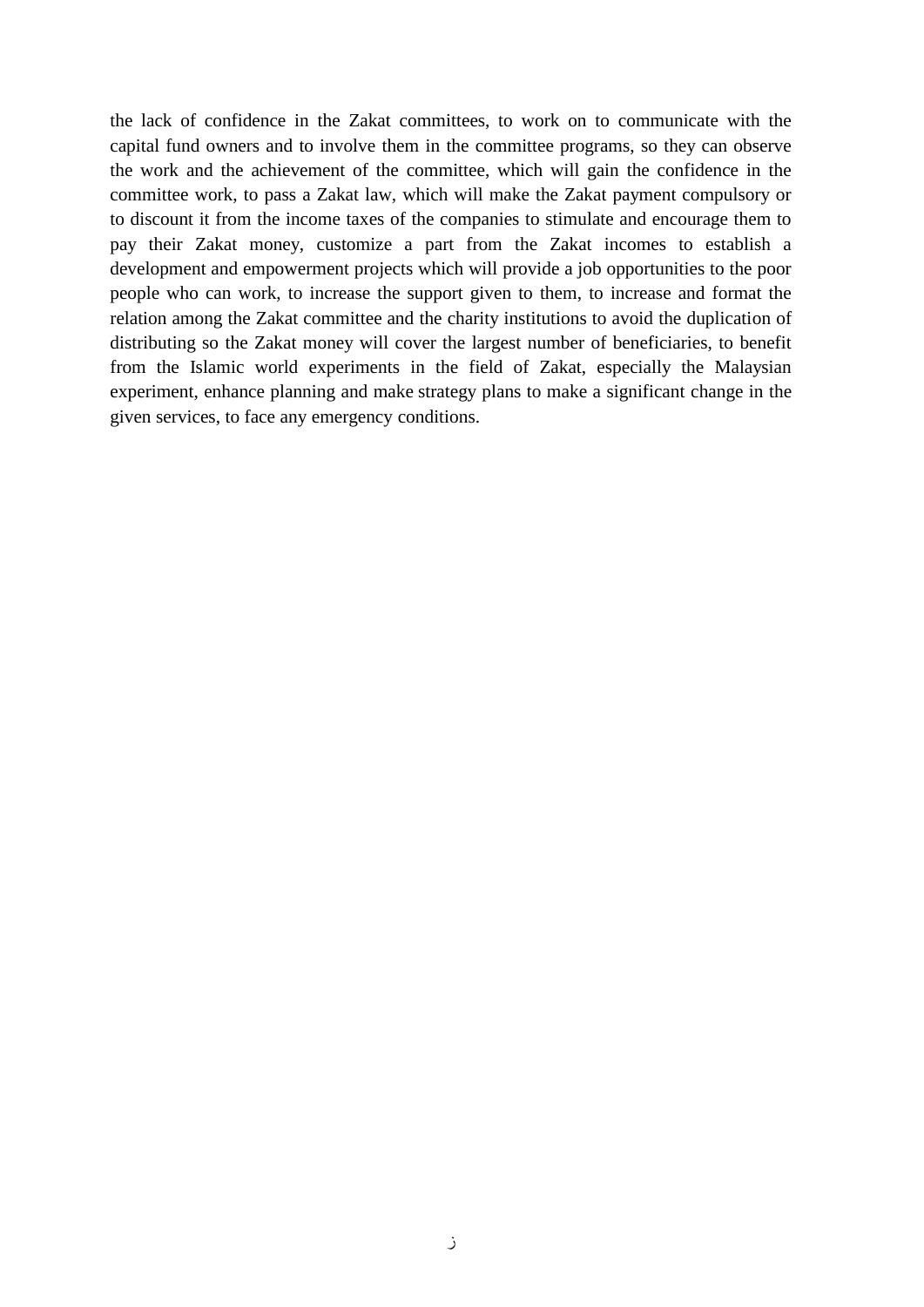the lack of confidence in the Zakat committees, to work on to communicate with the capital fund owners and to involve them in the committee programs, so they can observe the work and the achievement of the committee, which will gain the confidence in the committee work, to pass a Zakat law, which will make the Zakat payment compulsory or to discount it from the income taxes of the companies to stimulate and encourage them to pay their Zakat money, customize a part from the Zakat incomes to establish a development and empowerment projects which will provide a job opportunities to the poor people who can work, to increase the support given to them, to increase and format the relation among the Zakat committee and the charity institutions to avoid the duplication of distributing so the Zakat money will cover the largest number of beneficiaries, to benefit from the Islamic world experiments in the field of Zakat, especially the Malaysian experiment, enhance planning and make strategy plans to make a significant change in the given services, to face any emergency conditions.